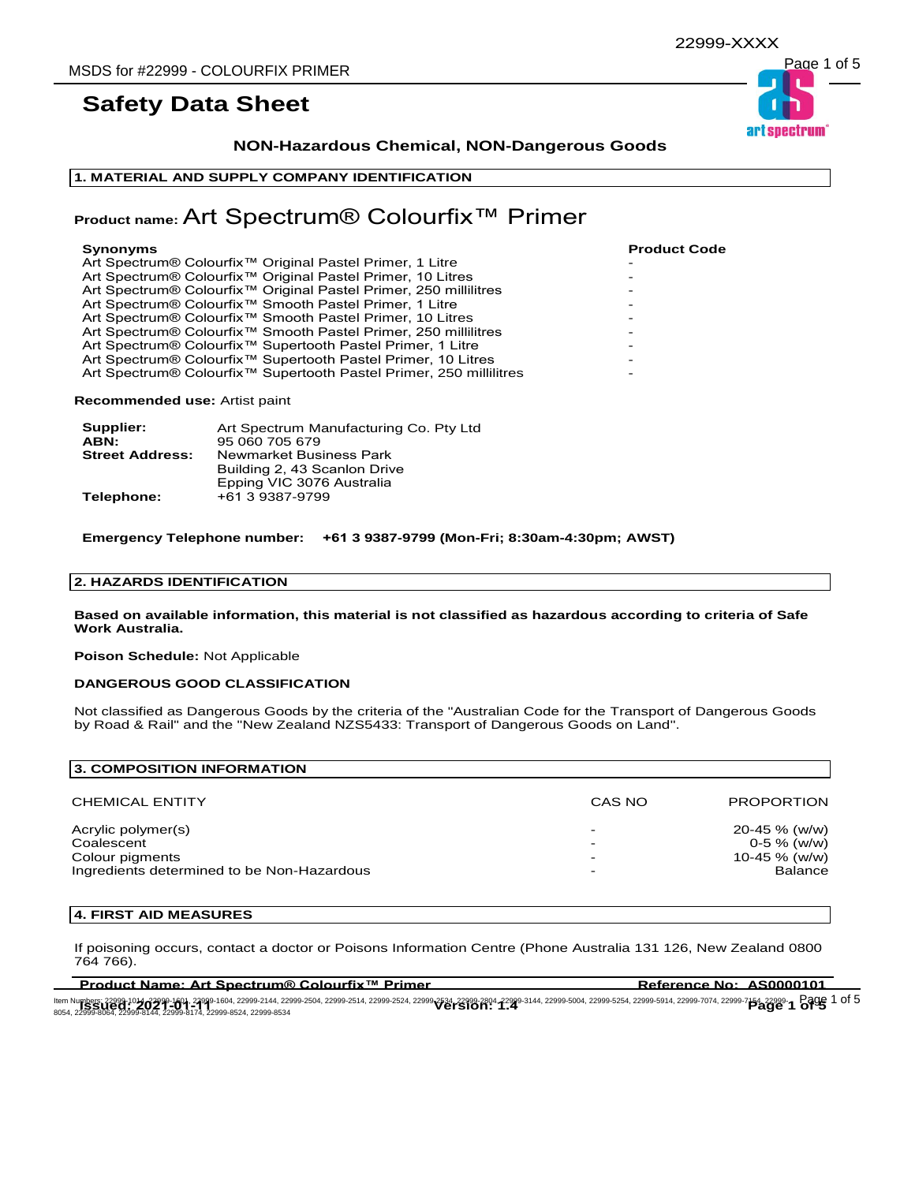# Safety Data Sheet

**NON-Hazardous Chemical, NON-Dangerous Goods**

## 1. MATERIAL AND SUPPLY COMPANY IDENTIFICATION

**Product name:** Art Spectrum® Colourfix™ Primer

| Synonyms | Product Code |
|---|---|
| Art Spectrum® Colourfix™ Original Pastel Primer, 1 Litre | - |
| Art Spectrum® Colourfix™ Original Pastel Primer, 10 Litres | - |
| Art Spectrum® Colourfix™ Original Pastel Primer, 250 millilitres | - |
| Art Spectrum® Colourfix™ Smooth Pastel Primer, 1 Litre | - |
| Art Spectrum® Colourfix™ Smooth Pastel Primer, 10 Litres | - |
| Art Spectrum® Colourfix™ Smooth Pastel Primer, 250 millilitres | - |
| Art Spectrum® Colourfix™ Supertooth Pastel Primer, 1 Litre | - |
| Art Spectrum® Colourfix™ Supertooth Pastel Primer, 10 Litres | - |
| Art Spectrum® Colourfix™ Supertooth Pastel Primer, 250 millilitres | - |

**Recommended use:** Artist paint

**Supplier:** Art Spectrum Manufacturing Co. Pty Ltd
**ABN:** 95 060 705 679
**Street Address:** Newmarket Business Park
Building 2, 43 Scanlon Drive
Epping VIC 3076 Australia
**Telephone:** +61 3 9387-9799

**Emergency Telephone number: +61 3 9387-9799 (Mon-Fri; 8:30am-4:30pm; AWST)**

## 2. HAZARDS IDENTIFICATION

**Based on available information, this material is not classified as hazardous according to criteria of Safe Work Australia.**

**Poison Schedule:** Not Applicable

**DANGEROUS GOOD CLASSIFICATION**

Not classified as Dangerous Goods by the criteria of the "Australian Code for the Transport of Dangerous Goods by Road & Rail" and the "New Zealand NZS5433: Transport of Dangerous Goods on Land".

## 3. COMPOSITION INFORMATION

| CHEMICAL ENTITY | CAS NO | PROPORTION |
|---|---|---|
| Acrylic polymer(s) | - | 20-45 % (w/w) |
| Coalescent | - | 0-5 % (w/w) |
| Colour pigments | - | 10-45 % (w/w) |
| Ingredients determined to be Non-Hazardous | - | Balance |

## 4. FIRST AID MEASURES

If poisoning occurs, contact a doctor or Poisons Information Centre (Phone Australia 131 126, New Zealand 0800 764 766).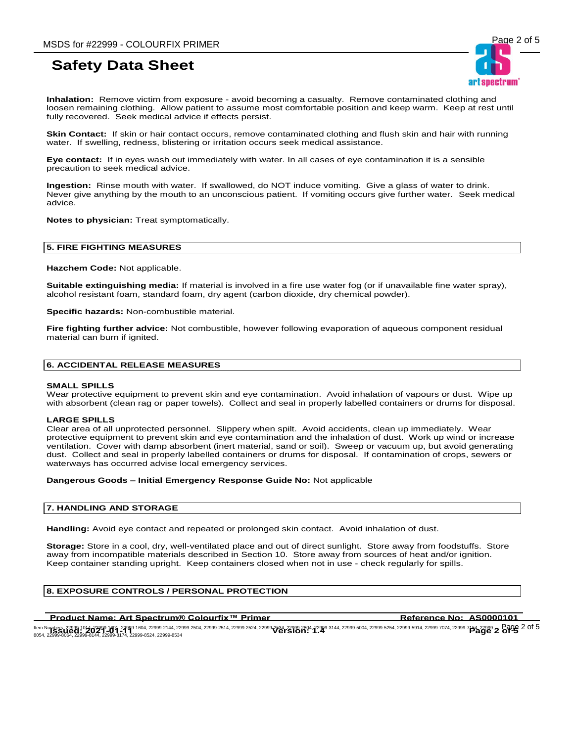**Inhalation:** Remove victim from exposure - avoid becoming a casualty. Remove contaminated clothing and loosen remaining clothing. Allow patient to assume most comfortable position and keep warm. Keep at rest until fully recovered. Seek medical advice if effects persist.

**Skin Contact:** If skin or hair contact occurs, remove contaminated clothing and flush skin and hair with running water. If swelling, redness, blistering or irritation occurs seek medical assistance.

**Eye contact:** If in eyes wash out immediately with water. In all cases of eye contamination it is a sensible precaution to seek medical advice.

**Ingestion:** Rinse mouth with water. If swallowed, do NOT induce vomiting. Give a glass of water to drink. Never give anything by the mouth to an unconscious patient. If vomiting occurs give further water. Seek medical advice.

**Notes to physician:** Treat symptomatically.

## 5. FIRE FIGHTING MEASURES

**Hazchem Code:** Not applicable.

**Suitable extinguishing media:** If material is involved in a fire use water fog (or if unavailable fine water spray), alcohol resistant foam, standard foam, dry agent (carbon dioxide, dry chemical powder).

**Specific hazards:** Non-combustible material.

**Fire fighting further advice:** Not combustible, however following evaporation of aqueous component residual material can burn if ignited.

## 6. ACCIDENTAL RELEASE MEASURES

**SMALL SPILLS**
Wear protective equipment to prevent skin and eye contamination. Avoid inhalation of vapours or dust. Wipe up with absorbent (clean rag or paper towels). Collect and seal in properly labelled containers or drums for disposal.

**LARGE SPILLS**
Clear area of all unprotected personnel. Slippery when spilt. Avoid accidents, clean up immediately. Wear protective equipment to prevent skin and eye contamination and the inhalation of dust. Work up wind or increase ventilation. Cover with damp absorbent (inert material, sand or soil). Sweep or vacuum up, but avoid generating dust. Collect and seal in properly labelled containers or drums for disposal. If contamination of crops, sewers or waterways has occurred advise local emergency services.

**Dangerous Goods – Initial Emergency Response Guide No:** Not applicable

## 7. HANDLING AND STORAGE

**Handling:** Avoid eye contact and repeated or prolonged skin contact. Avoid inhalation of dust.

**Storage:** Store in a cool, dry, well-ventilated place and out of direct sunlight. Store away from foodstuffs. Store away from incompatible materials described in Section 10. Store away from sources of heat and/or ignition. Keep container standing upright. Keep containers closed when not in use - check regularly for spills.

## 8. EXPOSURE CONTROLS / PERSONAL PROTECTION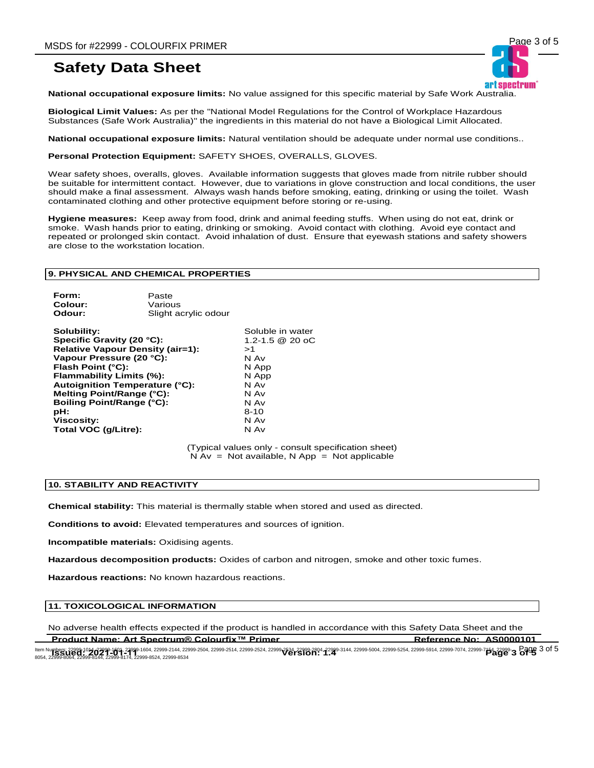**National occupational exposure limits:** No value assigned for this specific material by Safe Work Australia.

**Biological Limit Values:** As per the "National Model Regulations for the Control of Workplace Hazardous Substances (Safe Work Australia)" the ingredients in this material do not have a Biological Limit Allocated.

**National occupational exposure limits:** Natural ventilation should be adequate under normal use conditions..

**Personal Protection Equipment:** SAFETY SHOES, OVERALLS, GLOVES.

Wear safety shoes, overalls, gloves. Available information suggests that gloves made from nitrile rubber should be suitable for intermittent contact. However, due to variations in glove construction and local conditions, the user should make a final assessment. Always wash hands before smoking, eating, drinking or using the toilet. Wash contaminated clothing and other protective equipment before storing or re-using.

**Hygiene measures:** Keep away from food, drink and animal feeding stuffs. When using do not eat, drink or smoke. Wash hands prior to eating, drinking or smoking. Avoid contact with clothing. Avoid eye contact and repeated or prolonged skin contact. Avoid inhalation of dust. Ensure that eyewash stations and safety showers are close to the workstation location.

## 9. PHYSICAL AND CHEMICAL PROPERTIES

| | |
|---|---|
| **Form:** | Paste |
| **Colour:** | Various |
| **Odour:** | Slight acrylic odour |

| | |
|---|---|
| **Solubility:** | Soluble in water |
| **Specific Gravity (20 °C):** | 1.2-1.5 @ 20 oC |
| **Relative Vapour Density (air=1):** | >1 |
| **Vapour Pressure (20 °C):** | N Av |
| **Flash Point (°C):** | N App |
| **Flammability Limits (%):** | N App |
| **Autoignition Temperature (°C):** | N Av |
| **Melting Point/Range (°C):** | N Av |
| **Boiling Point/Range (°C):** | N Av |
| **pH:** | 8-10 |
| **Viscosity:** | N Av |
| **Total VOC (g/Litre):** | N Av |

(Typical values only - consult specification sheet)
N Av = Not available, N App = Not applicable

## 10. STABILITY AND REACTIVITY

**Chemical stability:** This material is thermally stable when stored and used as directed.

**Conditions to avoid:** Elevated temperatures and sources of ignition.

**Incompatible materials:** Oxidising agents.

**Hazardous decomposition products:** Oxides of carbon and nitrogen, smoke and other toxic fumes.

**Hazardous reactions:** No known hazardous reactions.

## 11. TOXICOLOGICAL INFORMATION

No adverse health effects expected if the product is handled in accordance with this Safety Data Sheet and the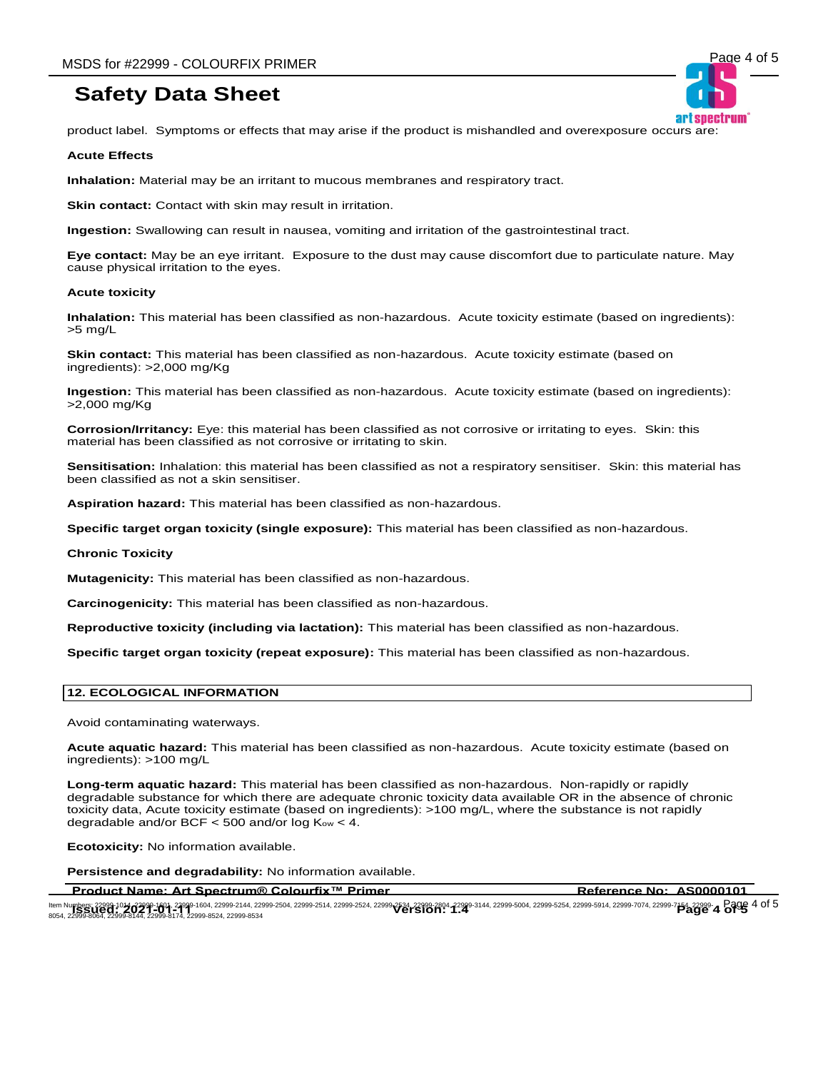product label. Symptoms or effects that may arise if the product is mishandled and overexposure occurs are:

**Acute Effects**

**Inhalation:** Material may be an irritant to mucous membranes and respiratory tract.

**Skin contact:** Contact with skin may result in irritation.

**Ingestion:** Swallowing can result in nausea, vomiting and irritation of the gastrointestinal tract.

**Eye contact:** May be an eye irritant. Exposure to the dust may cause discomfort due to particulate nature. May cause physical irritation to the eyes.

**Acute toxicity**

**Inhalation:** This material has been classified as non-hazardous. Acute toxicity estimate (based on ingredients): >5 mg/L

**Skin contact:** This material has been classified as non-hazardous. Acute toxicity estimate (based on ingredients): >2,000 mg/Kg

**Ingestion:** This material has been classified as non-hazardous. Acute toxicity estimate (based on ingredients): >2,000 mg/Kg

**Corrosion/Irritancy:** Eye: this material has been classified as not corrosive or irritating to eyes. Skin: this material has been classified as not corrosive or irritating to skin.

**Sensitisation:** Inhalation: this material has been classified as not a respiratory sensitiser. Skin: this material has been classified as not a skin sensitiser.

**Aspiration hazard:** This material has been classified as non-hazardous.

**Specific target organ toxicity (single exposure):** This material has been classified as non-hazardous.

**Chronic Toxicity**

**Mutagenicity:** This material has been classified as non-hazardous.

**Carcinogenicity:** This material has been classified as non-hazardous.

**Reproductive toxicity (including via lactation):** This material has been classified as non-hazardous.

**Specific target organ toxicity (repeat exposure):** This material has been classified as non-hazardous.

## 12. ECOLOGICAL INFORMATION

Avoid contaminating waterways.

**Acute aquatic hazard:** This material has been classified as non-hazardous. Acute toxicity estimate (based on ingredients): >100 mg/L

**Long-term aquatic hazard:** This material has been classified as non-hazardous. Non-rapidly or rapidly degradable substance for which there are adequate chronic toxicity data available OR in the absence of chronic toxicity data, Acute toxicity estimate (based on ingredients): >100 mg/L, where the substance is not rapidly degradable and/or BCF < 500 and/or log $K_{ow}$ < 4.

**Ecotoxicity:** No information available.

**Persistence and degradability:** No information available.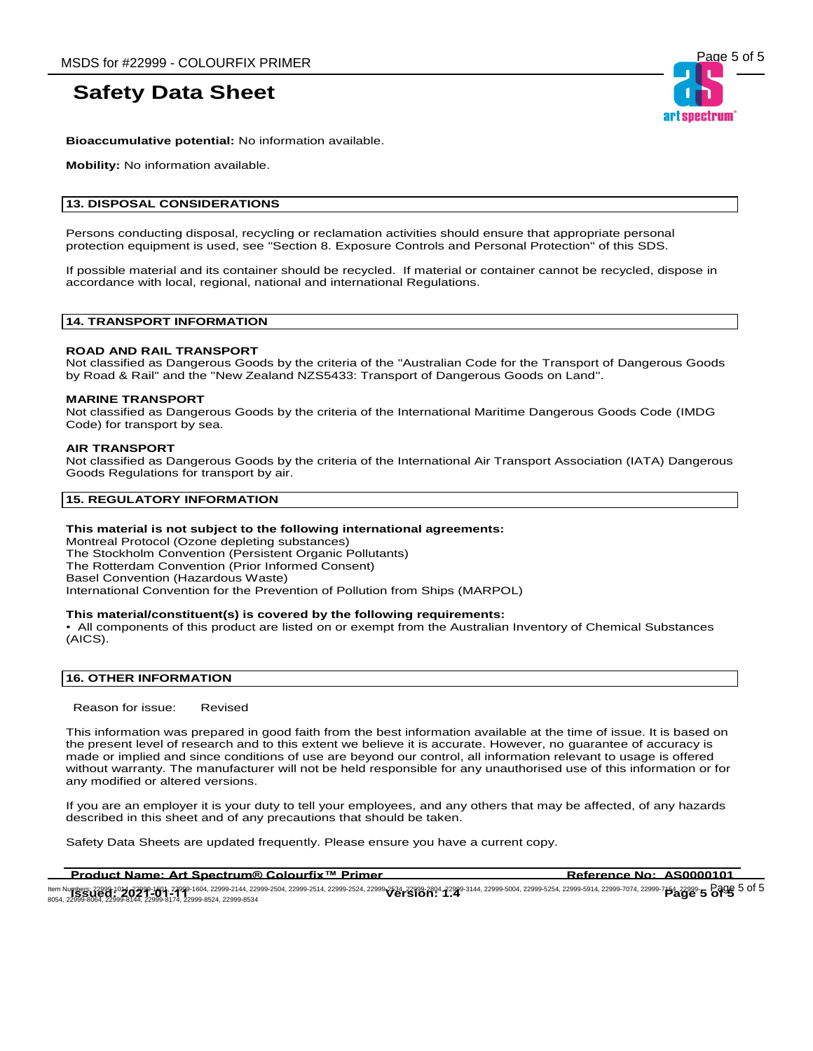**Bioaccumulative potential:** No information available.

**Mobility:** No information available.

## 13. DISPOSAL CONSIDERATIONS

Persons conducting disposal, recycling or reclamation activities should ensure that appropriate personal protection equipment is used, see "Section 8. Exposure Controls and Personal Protection" of this SDS.

If possible material and its container should be recycled. If material or container cannot be recycled, dispose in accordance with local, regional, national and international Regulations.

## 14. TRANSPORT INFORMATION

**ROAD AND RAIL TRANSPORT**
Not classified as Dangerous Goods by the criteria of the "Australian Code for the Transport of Dangerous Goods by Road & Rail" and the "New Zealand NZS5433: Transport of Dangerous Goods on Land".

**MARINE TRANSPORT**
Not classified as Dangerous Goods by the criteria of the International Maritime Dangerous Goods Code (IMDG Code) for transport by sea.

**AIR TRANSPORT**
Not classified as Dangerous Goods by the criteria of the International Air Transport Association (IATA) Dangerous Goods Regulations for transport by air.

## 15. REGULATORY INFORMATION

**This material is not subject to the following international agreements:**
Montreal Protocol (Ozone depleting substances)
The Stockholm Convention (Persistent Organic Pollutants)
The Rotterdam Convention (Prior Informed Consent)
Basel Convention (Hazardous Waste)
International Convention for the Prevention of Pollution from Ships (MARPOL)

**This material/constituent(s) is covered by the following requirements:**
• All components of this product are listed on or exempt from the Australian Inventory of Chemical Substances (AICS).

## 16. OTHER INFORMATION

Reason for issue: Revised

This information was prepared in good faith from the best information available at the time of issue. It is based on the present level of research and to this extent we believe it is accurate. However, no guarantee of accuracy is made or implied and since conditions of use are beyond our control, all information relevant to usage is offered without warranty. The manufacturer will not be held responsible for any unauthorised use of this information or for any modified or altered versions.

If you are an employer it is your duty to tell your employees, and any others that may be affected, of any hazards described in this sheet and of any precautions that should be taken.

Safety Data Sheets are updated frequently. Please ensure you have a current copy.